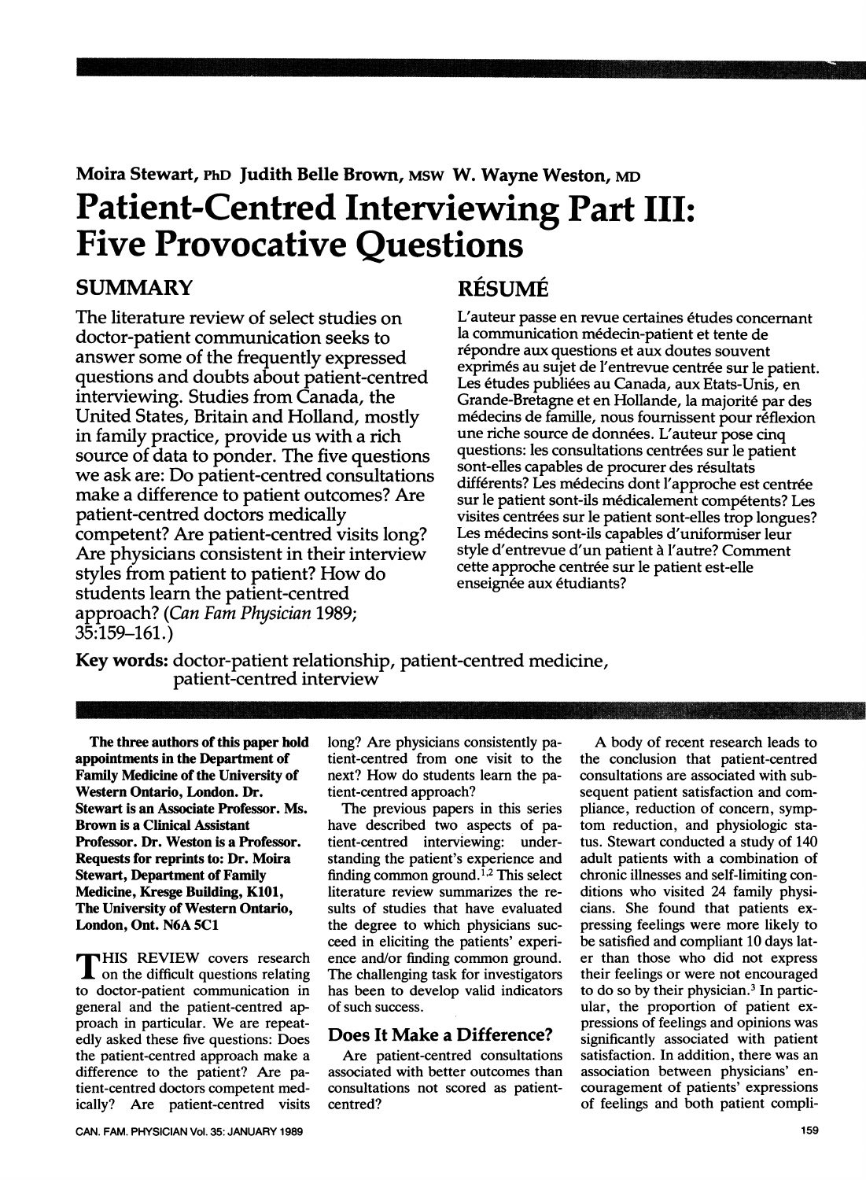**Moira Stewart, PhD Judith Belle Brown, MSW W. Wayne Weston, MD**

# Patient-Centred Interviewing Part III: Five Provocative Questions

## SUMMARY

The literature review of select studies on doctor-patient communication seeks to answer some of the frequently expressed questions and doubts about patient-centred interviewing. Studies from Canada, the United States, Britain and Holland, mostly in family practice, provide us with a rich source of data to ponder. The five questions we ask are: Do patient-centred consultations make a difference to patient outcomes? Are patient-centred doctors medically competent? Are patient-centred visits long? Are physicians consistent in their interview styles from patient to patient? How do students learn the patient-centred approach? (*Can Fam Physician* 1989; 35:159–161.)

## RÉSUMÉ

L'auteur passe en revue certaines études concernant la communication médecin-patient et tente de répondre aux questions et aux doutes souvent exprimés au sujet de l'entrevue centrée sur le patient. Les études publiées au Canada, aux Etats-Unis, en Grande-Bretagne et en Hollande, la majorité par des médecins de famille, nous fournissent pour réflexion une riche source de données. L'auteur pose cinq questions: les consultations centrées sur le patient sont-elles capables de procurer des résultats différents? Les médecins dont l'approche est centrée sur le patient sont-ils médicalement compétents? Les visites centrées sur le patient sont-elles trop longues? Les médecins sont-ils capables d'uniformiser leur style d'entrevue d'un patient à l'autre? Comment cette approche centrée sur le patient est-elle enseignée aux étudiants?

**Key words:** doctor-patient relationship, patient-centred medicine, patient-centred interview

**The three authors of this paper hold appointments in the Department of Family Medicine of the University of Western Ontario, London. Dr. Stewart is an Associate Professor. Ms. Brown is a Clinical Assistant Professor. Dr. Weston is a Professor. Requests for reprints to: Dr. Moira Stewart, Department of Family Medicine, Kresge Building, K101, The University of Western Ontario, London, Ont. N6A 5C1**

THIS REVIEW covers research on the difficult questions relating to doctor-patient communication in general and the patient-centred approach in particular. We are repeatedly asked these five questions: Does the patient-centred approach make a difference to the patient? Are patient-centred doctors competent medically? Are patient-centred visits long? Are physicians consistently patient-centred from one visit to the next? How do students learn the patient-centred approach?

The previous papers in this series have described two aspects of patient-centred interviewing: understanding the patient's experience and finding common ground.[1,2] This select literature review summarizes the results of studies that have evaluated the degree to which physicians succeed in eliciting the patients' experience and/or finding common ground. The challenging task for investigators has been to develop valid indicators of such success.

## Does It Make a Difference?

Are patient-centred consultations associated with better outcomes than consultations not scored as patient-centred?

A body of recent research leads to the conclusion that patient-centred consultations are associated with subsequent patient satisfaction and compliance, reduction of concern, symptom reduction, and physiologic status. Stewart conducted a study of 140 adult patients with a combination of chronic illnesses and self-limiting conditions who visited 24 family physicians. She found that patients expressing feelings were more likely to be satisfied and compliant 10 days later than those who did not express their feelings or were not encouraged to do so by their physician.[3] In particular, the proportion of patient expressions of feelings and opinions was significantly associated with patient satisfaction. In addition, there was an association between physicians' encouragement of patients' expressions of feelings and both patient compli-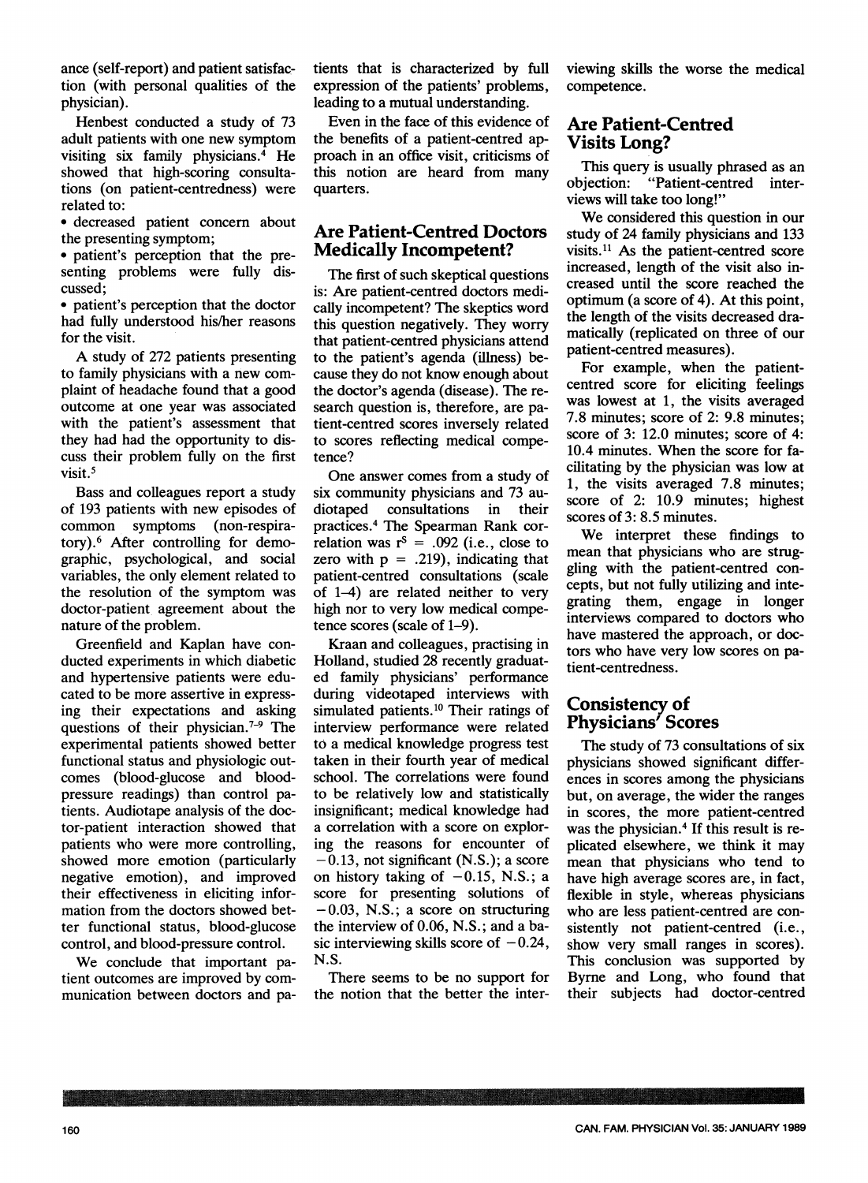ance (self-report) and patient satisfaction (with personal qualities of the physician).

Henbest conducted a study of 73 adult patients with one new symptom visiting six family physicians.[4] He showed that high-scoring consultations (on patient-centredness) were related to:

- decreased patient concern about the presenting symptom;
- patient's perception that the presenting problems were fully discussed;
- patient's perception that the doctor had fully understood his/her reasons for the visit.

A study of 272 patients presenting to family physicians with a new complaint of headache found that a good outcome at one year was associated with the patient's assessment that they had had the opportunity to discuss their problem fully on the first visit.[5]

Bass and colleagues report a study of 193 patients with new episodes of common symptoms (non-respiratory).[6] After controlling for demographic, psychological, and social variables, the only element related to the resolution of the symptom was doctor-patient agreement about the nature of the problem.

Greenfield and Kaplan have conducted experiments in which diabetic and hypertensive patients were educated to be more assertive in expressing their expectations and asking questions of their physician.[7-9] The experimental patients showed better functional status and physiologic outcomes (blood-glucose and blood-pressure readings) than control patients. Audiotape analysis of the doctor-patient interaction showed that patients who were more controlling, showed more emotion (particularly negative emotion), and improved their effectiveness in eliciting information from the doctors showed better functional status, blood-glucose control, and blood-pressure control.

We conclude that important patient outcomes are improved by communication between doctors and patients that is characterized by full expression of the patients' problems, leading to a mutual understanding.

Even in the face of this evidence of the benefits of a patient-centred approach in an office visit, criticisms of this notion are heard from many quarters.

## Are Patient-Centred Doctors Medically Incompetent?

The first of such skeptical questions is: Are patient-centred doctors medically incompetent? The skeptics word this question negatively. They worry that patient-centred physicians attend to the patient's agenda (illness) because they do not know enough about the doctor's agenda (disease). The research question is, therefore, are patient-centred scores inversely related to scores reflecting medical competence?

One answer comes from a study of six community physicians and 73 audiotaped consultations in their practices.[4] The Spearman Rank correlation was $r^S = .092$ (i.e., close to zero with $p = .219$), indicating that patient-centred consultations (scale of 1–4) are related neither to very high nor to very low medical competence scores (scale of 1–9).

Kraan and colleagues, practising in Holland, studied 28 recently graduated family physicians' performance during videotaped interviews with simulated patients.[10] Their ratings of interview performance were related to a medical knowledge progress test taken in their fourth year of medical school. The correlations were found to be relatively low and statistically insignificant; medical knowledge had a correlation with a score on exploring the reasons for encounter of $-0.13$, not significant (N.S.); a score on history taking of $-0.15$, N.S.; a score for presenting solutions of $-0.03$, N.S.; a score on structuring the interview of 0.06, N.S.; and a basic interviewing skills score of $-0.24$, N.S.

There seems to be no support for the notion that the better the interviewing skills the worse the medical competence.

## Are Patient-Centred Visits Long?

This query is usually phrased as an objection: "Patient-centred interviews will take too long!"

We considered this question in our study of 24 family physicians and 133 visits.[11] As the patient-centred score increased, length of the visit also increased until the score reached the optimum (a score of 4). At this point, the length of the visits decreased dramatically (replicated on three of our patient-centred measures).

For example, when the patient-centred score for eliciting feelings was lowest at 1, the visits averaged 7.8 minutes; score of 2: 9.8 minutes; score of 3: 12.0 minutes; score of 4: 10.4 minutes. When the score for facilitating by the physician was low at 1, the visits averaged 7.8 minutes; score of 2: 10.9 minutes; highest scores of 3: 8.5 minutes.

We interpret these findings to mean that physicians who are struggling with the patient-centred concepts, but not fully utilizing and integrating them, engage in longer interviews compared to doctors who have mastered the approach, or doctors who have very low scores on patient-centredness.

## Consistency of Physicians' Scores

The study of 73 consultations of six physicians showed significant differences in scores among the physicians but, on average, the wider the ranges in scores, the more patient-centred was the physician.[4] If this result is replicated elsewhere, we think it may mean that physicians who tend to have high average scores are, in fact, flexible in style, whereas physicians who are less patient-centred are consistently not patient-centred (i.e., show very small ranges in scores). This conclusion was supported by Byrne and Long, who found that their subjects had doctor-centred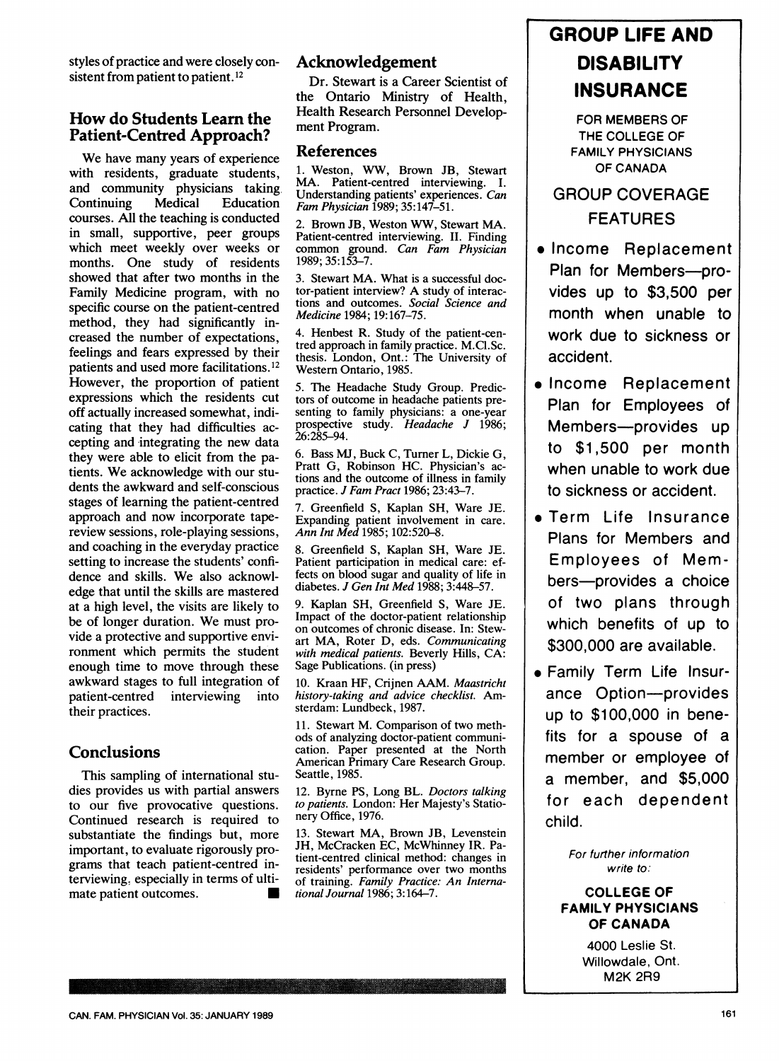styles of practice and were closely consistent from patient to patient.[12]

## How do Students Learn the Patient-Centred Approach?

We have many years of experience with residents, graduate students, and community physicians taking Continuing Medical Education courses. All the teaching is conducted in small, supportive, peer groups which meet weekly over weeks or months. One study of residents showed that after two months in the Family Medicine program, with no specific course on the patient-centred method, they had significantly increased the number of expectations, feelings and fears expressed by their patients and used more facilitations.[12] However, the proportion of patient expressions which the residents cut off actually increased somewhat, indicating that they had difficulties accepting and integrating the new data they were able to elicit from the patients. We acknowledge with our students the awkward and self-conscious stages of learning the patient-centred approach and now incorporate tape-review sessions, role-playing sessions, and coaching in the everyday practice setting to increase the students' confidence and skills. We also acknowledge that until the skills are mastered at a high level, the visits are likely to be of longer duration. We must provide a protective and supportive environment which permits the student enough time to move through these awkward stages to full integration of patient-centred interviewing into their practices.

## Conclusions

This sampling of international studies provides us with partial answers to our five provocative questions. Continued research is required to substantiate the findings but, more important, to evaluate rigorously programs that teach patient-centred interviewing, especially in terms of ultimate patient outcomes. ■

## Acknowledgement

Dr. Stewart is a Career Scientist of the Ontario Ministry of Health, Health Research Personnel Development Program.

## References

1. Weston, WW, Brown JB, Stewart MA. Patient-centred interviewing. I. Understanding patients' experiences. *Can Fam Physician* 1989; 35:147–51.

2. Brown JB, Weston WW, Stewart MA. Patient-centred interviewing. II. Finding common ground. *Can Fam Physician* 1989; 35:153–7.

3. Stewart MA. What is a successful doctor-patient interview? A study of interactions and outcomes. *Social Science and Medicine* 1984; 19:167–75.

4. Henbest R. Study of the patient-centred approach in family practice. M.Cl.Sc. thesis. London, Ont.: The University of Western Ontario, 1985.

5. The Headache Study Group. Predictors of outcome in headache patients presenting to family physicians: a one-year prospective study. *Headache J* 1986; 26:285–94.

6. Bass MJ, Buck C, Turner L, Dickie G, Pratt G, Robinson HC. Physician's actions and the outcome of illness in family practice. *J Fam Pract* 1986; 23:43–7.

7. Greenfield S, Kaplan SH, Ware JE. Expanding patient involvement in care. *Ann Int Med* 1985; 102:520–8.

8. Greenfield S, Kaplan SH, Ware JE. Patient participation in medical care: effects on blood sugar and quality of life in diabetes. *J Gen Int Med* 1988; 3:448–57.

9. Kaplan SH, Greenfield S, Ware JE. Impact of the doctor-patient relationship on outcomes of chronic disease. In: Stewart MA, Roter D, eds. *Communicating with medical patients.* Beverly Hills, CA: Sage Publications. (in press)

10. Kraan HF, Crijnen AAM. *Maastricht history-taking and advice checklist.* Amsterdam: Lundbeck, 1987.

11. Stewart M. Comparison of two methods of analyzing doctor-patient communication. Paper presented at the North American Primary Care Research Group. Seattle, 1985.

12. Byrne PS, Long BL. *Doctors talking to patients.* London: Her Majesty's Stationery Office, 1976.

13. Stewart MA, Brown JB, Levenstein JH, McCracken EC, McWhinney IR. Patient-centred clinical method: changes in residents' performance over two months of training. *Family Practice: An International Journal* 1986; 3:164–7.

---

# GROUP LIFE AND DISABILITY INSURANCE

FOR MEMBERS OF THE COLLEGE OF FAMILY PHYSICIANS OF CANADA

## GROUP COVERAGE FEATURES

- Income Replacement Plan for Members—provides up to $3,500 per month when unable to work due to sickness or accident.
- Income Replacement Plan for Employees of Members—provides up to $1,500 per month when unable to work due to sickness or accident.
- Term Life Insurance Plans for Members and Employees of Members—provides a choice of two plans through which benefits of up to $300,000 are available.
- Family Term Life Insurance Option—provides up to $100,000 in benefits for a spouse of a member or employee of a member, and $5,000 for each dependent child.

*For further information write to:*

**COLLEGE OF FAMILY PHYSICIANS OF CANADA**

4000 Leslie St.
Willowdale, Ont.
M2K 2R9